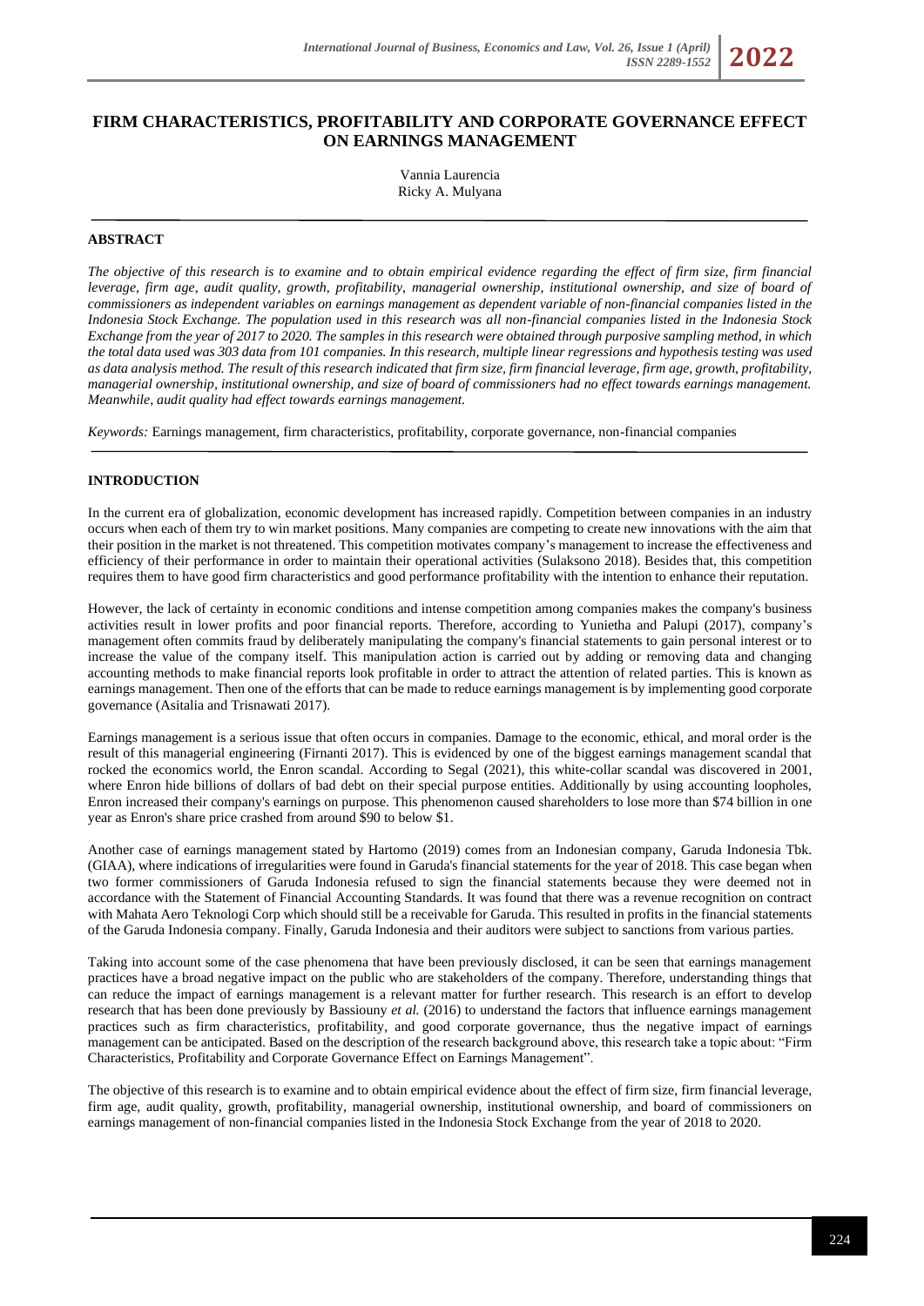# FIRM CHARACTERISTICS, PROFITABILITY AND CORPORATE GOVERNANCE EFFECT ON EARNINGS MANAGEMENT

Vannia Laurencia
Ricky A. Mulyana

## ABSTRACT

*The objective of this research is to examine and to obtain empirical evidence regarding the effect of firm size, firm financial leverage, firm age, audit quality, growth, profitability, managerial ownership, institutional ownership, and size of board of commissioners as independent variables on earnings management as dependent variable of non-financial companies listed in the Indonesia Stock Exchange. The population used in this research was all non-financial companies listed in the Indonesia Stock Exchange from the year of 2017 to 2020. The samples in this research were obtained through purposive sampling method, in which the total data used was 303 data from 101 companies. In this research, multiple linear regressions and hypothesis testing was used as data analysis method. The result of this research indicated that firm size, firm financial leverage, firm age, growth, profitability, managerial ownership, institutional ownership, and size of board of commissioners had no effect towards earnings management. Meanwhile, audit quality had effect towards earnings management.*

*Keywords:* Earnings management, firm characteristics, profitability, corporate governance, non-financial companies

## INTRODUCTION

In the current era of globalization, economic development has increased rapidly. Competition between companies in an industry occurs when each of them try to win market positions. Many companies are competing to create new innovations with the aim that their position in the market is not threatened. This competition motivates company's management to increase the effectiveness and efficiency of their performance in order to maintain their operational activities (Sulaksono 2018). Besides that, this competition requires them to have good firm characteristics and good performance profitability with the intention to enhance their reputation.

However, the lack of certainty in economic conditions and intense competition among companies makes the company's business activities result in lower profits and poor financial reports. Therefore, according to Yunietha and Palupi (2017), company's management often commits fraud by deliberately manipulating the company's financial statements to gain personal interest or to increase the value of the company itself. This manipulation action is carried out by adding or removing data and changing accounting methods to make financial reports look profitable in order to attract the attention of related parties. This is known as earnings management. Then one of the efforts that can be made to reduce earnings management is by implementing good corporate governance (Asitalia and Trisnawati 2017).

Earnings management is a serious issue that often occurs in companies. Damage to the economic, ethical, and moral order is the result of this managerial engineering (Firnanti 2017). This is evidenced by one of the biggest earnings management scandal that rocked the economics world, the Enron scandal. According to Segal (2021), this white-collar scandal was discovered in 2001, where Enron hide billions of dollars of bad debt on their special purpose entities. Additionally by using accounting loopholes, Enron increased their company's earnings on purpose. This phenomenon caused shareholders to lose more than $74 billion in one year as Enron's share price crashed from around $90 to below $1.

Another case of earnings management stated by Hartomo (2019) comes from an Indonesian company, Garuda Indonesia Tbk. (GIAA), where indications of irregularities were found in Garuda's financial statements for the year of 2018. This case began when two former commissioners of Garuda Indonesia refused to sign the financial statements because they were deemed not in accordance with the Statement of Financial Accounting Standards. It was found that there was a revenue recognition on contract with Mahata Aero Teknologi Corp which should still be a receivable for Garuda. This resulted in profits in the financial statements of the Garuda Indonesia company. Finally, Garuda Indonesia and their auditors were subject to sanctions from various parties.

Taking into account some of the case phenomena that have been previously disclosed, it can be seen that earnings management practices have a broad negative impact on the public who are stakeholders of the company. Therefore, understanding things that can reduce the impact of earnings management is a relevant matter for further research. This research is an effort to develop research that has been done previously by Bassiouny *et al.* (2016) to understand the factors that influence earnings management practices such as firm characteristics, profitability, and good corporate governance, thus the negative impact of earnings management can be anticipated. Based on the description of the research background above, this research take a topic about: "Firm Characteristics, Profitability and Corporate Governance Effect on Earnings Management".

The objective of this research is to examine and to obtain empirical evidence about the effect of firm size, firm financial leverage, firm age, audit quality, growth, profitability, managerial ownership, institutional ownership, and board of commissioners on earnings management of non-financial companies listed in the Indonesia Stock Exchange from the year of 2018 to 2020.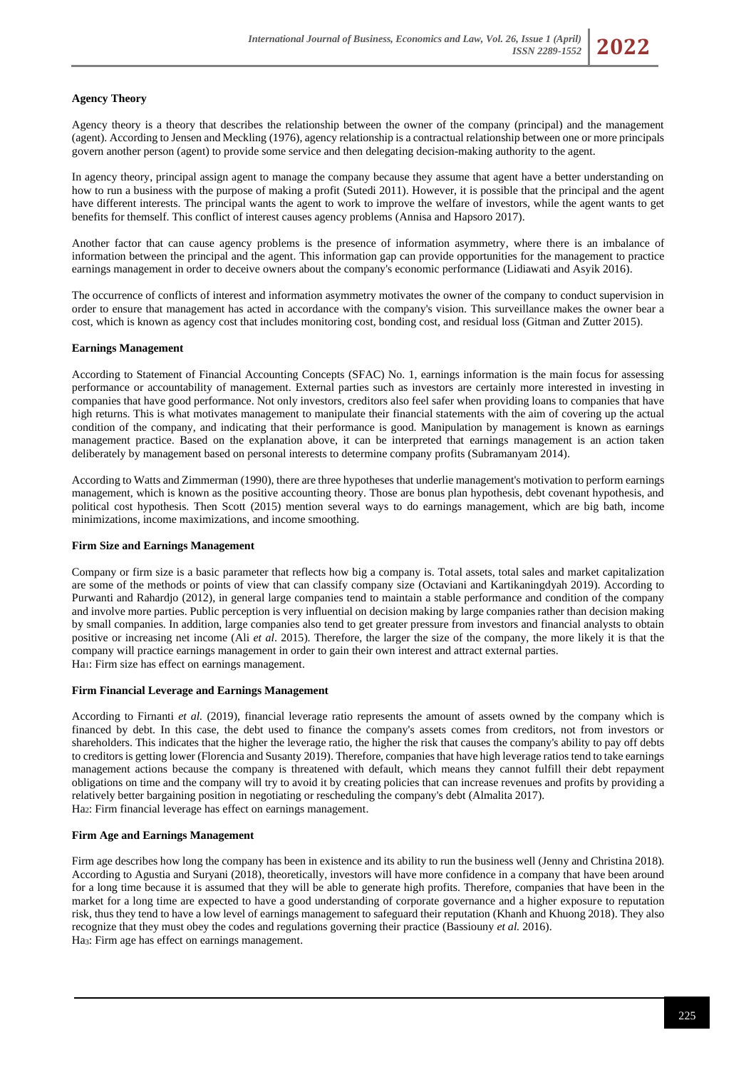**Agency Theory**

Agency theory is a theory that describes the relationship between the owner of the company (principal) and the management (agent). According to Jensen and Meckling (1976), agency relationship is a contractual relationship between one or more principals govern another person (agent) to provide some service and then delegating decision-making authority to the agent.

In agency theory, principal assign agent to manage the company because they assume that agent have a better understanding on how to run a business with the purpose of making a profit (Sutedi 2011). However, it is possible that the principal and the agent have different interests. The principal wants the agent to work to improve the welfare of investors, while the agent wants to get benefits for themself. This conflict of interest causes agency problems (Annisa and Hapsoro 2017).

Another factor that can cause agency problems is the presence of information asymmetry, where there is an imbalance of information between the principal and the agent. This information gap can provide opportunities for the management to practice earnings management in order to deceive owners about the company's economic performance (Lidiawati and Asyik 2016).

The occurrence of conflicts of interest and information asymmetry motivates the owner of the company to conduct supervision in order to ensure that management has acted in accordance with the company's vision. This surveillance makes the owner bear a cost, which is known as agency cost that includes monitoring cost, bonding cost, and residual loss (Gitman and Zutter 2015).

**Earnings Management**

According to Statement of Financial Accounting Concepts (SFAC) No. 1, earnings information is the main focus for assessing performance or accountability of management. External parties such as investors are certainly more interested in investing in companies that have good performance. Not only investors, creditors also feel safer when providing loans to companies that have high returns. This is what motivates management to manipulate their financial statements with the aim of covering up the actual condition of the company, and indicating that their performance is good. Manipulation by management is known as earnings management practice. Based on the explanation above, it can be interpreted that earnings management is an action taken deliberately by management based on personal interests to determine company profits (Subramanyam 2014).

According to Watts and Zimmerman (1990), there are three hypotheses that underlie management's motivation to perform earnings management, which is known as the positive accounting theory. Those are bonus plan hypothesis, debt covenant hypothesis, and political cost hypothesis. Then Scott (2015) mention several ways to do earnings management, which are big bath, income minimizations, income maximizations, and income smoothing.

**Firm Size and Earnings Management**

Company or firm size is a basic parameter that reflects how big a company is. Total assets, total sales and market capitalization are some of the methods or points of view that can classify company size (Octaviani and Kartikaningdyah 2019). According to Purwanti and Rahardjo (2012), in general large companies tend to maintain a stable performance and condition of the company and involve more parties. Public perception is very influential on decision making by large companies rather than decision making by small companies. In addition, large companies also tend to get greater pressure from investors and financial analysts to obtain positive or increasing net income (Ali *et al*. 2015). Therefore, the larger the size of the company, the more likely it is that the company will practice earnings management in order to gain their own interest and attract external parties.
$Ha_1$: Firm size has effect on earnings management.

**Firm Financial Leverage and Earnings Management**

According to Firnanti *et al.* (2019), financial leverage ratio represents the amount of assets owned by the company which is financed by debt. In this case, the debt used to finance the company's assets comes from creditors, not from investors or shareholders. This indicates that the higher the leverage ratio, the higher the risk that causes the company's ability to pay off debts to creditors is getting lower (Florencia and Susanty 2019). Therefore, companies that have high leverage ratios tend to take earnings management actions because the company is threatened with default, which means they cannot fulfill their debt repayment obligations on time and the company will try to avoid it by creating policies that can increase revenues and profits by providing a relatively better bargaining position in negotiating or rescheduling the company's debt (Almalita 2017).
$Ha_2$: Firm financial leverage has effect on earnings management.

**Firm Age and Earnings Management**

Firm age describes how long the company has been in existence and its ability to run the business well (Jenny and Christina 2018). According to Agustia and Suryani (2018), theoretically, investors will have more confidence in a company that have been around for a long time because it is assumed that they will be able to generate high profits. Therefore, companies that have been in the market for a long time are expected to have a good understanding of corporate governance and a higher exposure to reputation risk, thus they tend to have a low level of earnings management to safeguard their reputation (Khanh and Khuong 2018). They also recognize that they must obey the codes and regulations governing their practice (Bassiouny *et al.* 2016).
$Ha_3$: Firm age has effect on earnings management.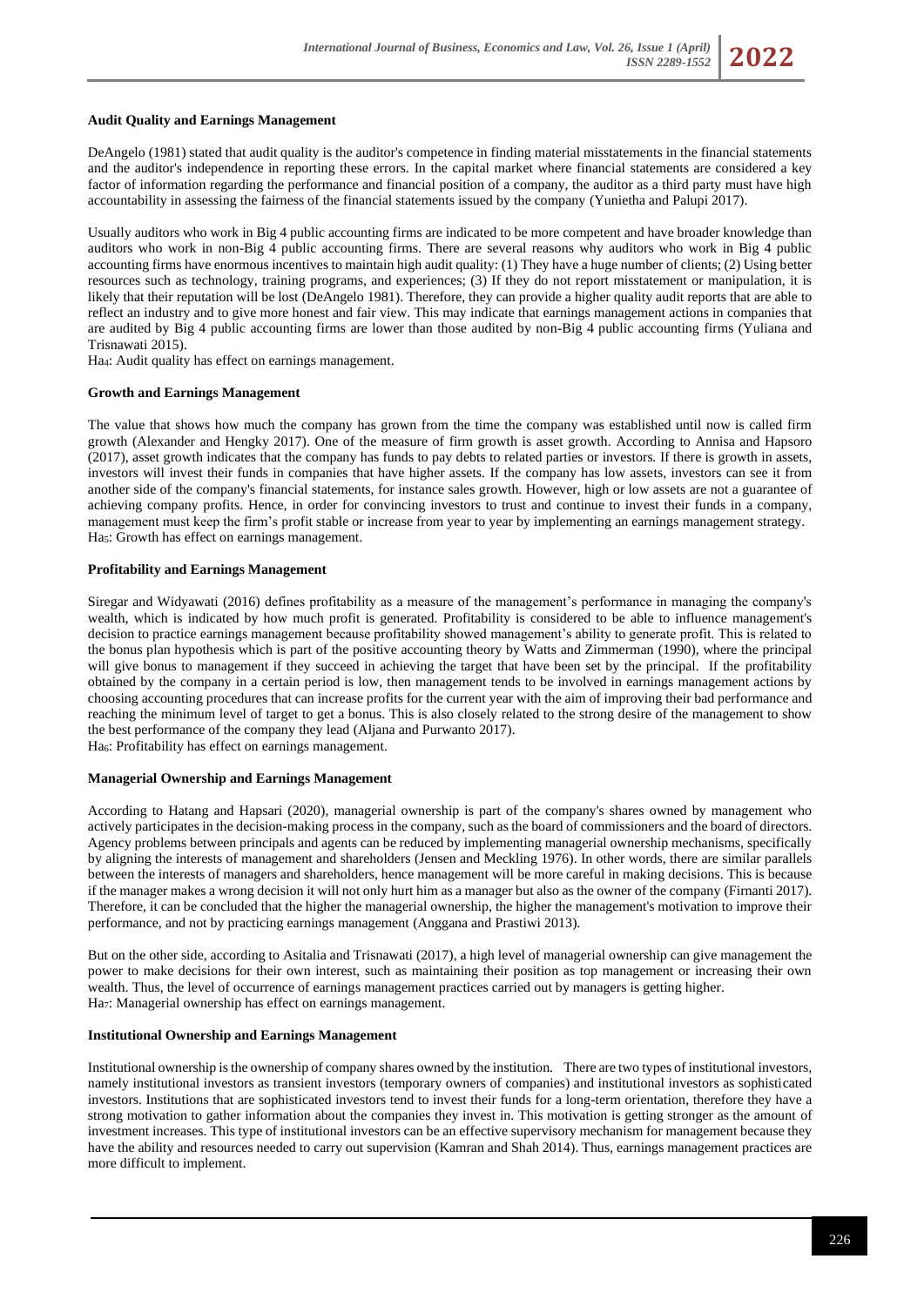**Audit Quality and Earnings Management**

DeAngelo (1981) stated that audit quality is the auditor's competence in finding material misstatements in the financial statements and the auditor's independence in reporting these errors. In the capital market where financial statements are considered a key factor of information regarding the performance and financial position of a company, the auditor as a third party must have high accountability in assessing the fairness of the financial statements issued by the company (Yunietha and Palupi 2017).

Usually auditors who work in Big 4 public accounting firms are indicated to be more competent and have broader knowledge than auditors who work in non-Big 4 public accounting firms. There are several reasons why auditors who work in Big 4 public accounting firms have enormous incentives to maintain high audit quality: (1) They have a huge number of clients; (2) Using better resources such as technology, training programs, and experiences; (3) If they do not report misstatement or manipulation, it is likely that their reputation will be lost (DeAngelo 1981). Therefore, they can provide a higher quality audit reports that are able to reflect an industry and to give more honest and fair view. This may indicate that earnings management actions in companies that are audited by Big 4 public accounting firms are lower than those audited by non-Big 4 public accounting firms (Yuliana and Trisnawati 2015).

$Ha_4$: Audit quality has effect on earnings management.

**Growth and Earnings Management**

The value that shows how much the company has grown from the time the company was established until now is called firm growth (Alexander and Hengky 2017). One of the measure of firm growth is asset growth. According to Annisa and Hapsoro (2017), asset growth indicates that the company has funds to pay debts to related parties or investors. If there is growth in assets, investors will invest their funds in companies that have higher assets. If the company has low assets, investors can see it from another side of the company's financial statements, for instance sales growth. However, high or low assets are not a guarantee of achieving company profits. Hence, in order for convincing investors to trust and continue to invest their funds in a company, management must keep the firm's profit stable or increase from year to year by implementing an earnings management strategy.

$Ha_5$: Growth has effect on earnings management.

**Profitability and Earnings Management**

Siregar and Widyawati (2016) defines profitability as a measure of the management's performance in managing the company's wealth, which is indicated by how much profit is generated. Profitability is considered to be able to influence management's decision to practice earnings management because profitability showed management's ability to generate profit. This is related to the bonus plan hypothesis which is part of the positive accounting theory by Watts and Zimmerman (1990), where the principal will give bonus to management if they succeed in achieving the target that have been set by the principal. If the profitability obtained by the company in a certain period is low, then management tends to be involved in earnings management actions by choosing accounting procedures that can increase profits for the current year with the aim of improving their bad performance and reaching the minimum level of target to get a bonus. This is also closely related to the strong desire of the management to show the best performance of the company they lead (Aljana and Purwanto 2017).

$Ha_6$: Profitability has effect on earnings management.

**Managerial Ownership and Earnings Management**

According to Hatang and Hapsari (2020), managerial ownership is part of the company's shares owned by management who actively participates in the decision-making process in the company, such as the board of commissioners and the board of directors. Agency problems between principals and agents can be reduced by implementing managerial ownership mechanisms, specifically by aligning the interests of management and shareholders (Jensen and Meckling 1976). In other words, there are similar parallels between the interests of managers and shareholders, hence management will be more careful in making decisions. This is because if the manager makes a wrong decision it will not only hurt him as a manager but also as the owner of the company (Firnanti 2017). Therefore, it can be concluded that the higher the managerial ownership, the higher the management's motivation to improve their performance, and not by practicing earnings management (Anggana and Prastiwi 2013).

But on the other side, according to Asitalia and Trisnawati (2017), a high level of managerial ownership can give management the power to make decisions for their own interest, such as maintaining their position as top management or increasing their own wealth. Thus, the level of occurrence of earnings management practices carried out by managers is getting higher.

$Ha_7$: Managerial ownership has effect on earnings management.

**Institutional Ownership and Earnings Management**

Institutional ownership is the ownership of company shares owned by the institution. There are two types of institutional investors, namely institutional investors as transient investors (temporary owners of companies) and institutional investors as sophisticated investors. Institutions that are sophisticated investors tend to invest their funds for a long-term orientation, therefore they have a strong motivation to gather information about the companies they invest in. This motivation is getting stronger as the amount of investment increases. This type of institutional investors can be an effective supervisory mechanism for management because they have the ability and resources needed to carry out supervision (Kamran and Shah 2014). Thus, earnings management practices are more difficult to implement.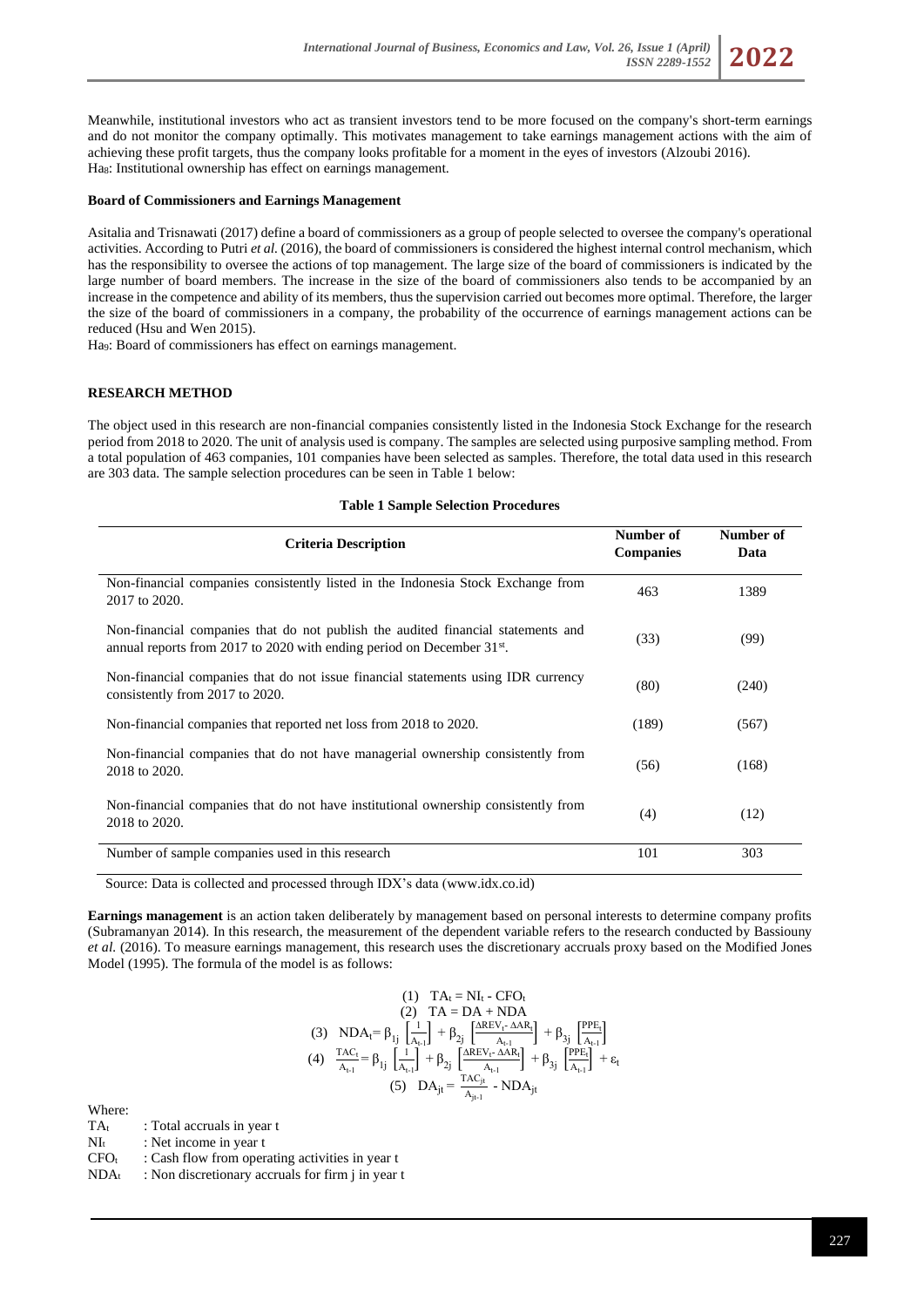Meanwhile, institutional investors who act as transient investors tend to be more focused on the company's short-term earnings and do not monitor the company optimally. This motivates management to take earnings management actions with the aim of achieving these profit targets, thus the company looks profitable for a moment in the eyes of investors (Alzoubi 2016).
$Ha_8$: Institutional ownership has effect on earnings management.

**Board of Commissioners and Earnings Management**

Asitalia and Trisnawati (2017) define a board of commissioners as a group of people selected to oversee the company's operational activities. According to Putri *et al.* (2016), the board of commissioners is considered the highest internal control mechanism, which has the responsibility to oversee the actions of top management. The large size of the board of commissioners is indicated by the large number of board members. The increase in the size of the board of commissioners also tends to be accompanied by an increase in the competence and ability of its members, thus the supervision carried out becomes more optimal. Therefore, the larger the size of the board of commissioners in a company, the probability of the occurrence of earnings management actions can be reduced (Hsu and Wen 2015).
$Ha_9$: Board of commissioners has effect on earnings management.

## RESEARCH METHOD

The object used in this research are non-financial companies consistently listed in the Indonesia Stock Exchange for the research period from 2018 to 2020. The unit of analysis used is company. The samples are selected using purposive sampling method. From a total population of 463 companies, 101 companies have been selected as samples. Therefore, the total data used in this research are 303 data. The sample selection procedures can be seen in Table 1 below:

**Table 1 Sample Selection Procedures**

| Criteria Description | Number of Companies | Number of Data |
|---|---|---|
| Non-financial companies consistently listed in the Indonesia Stock Exchange from 2017 to 2020. | 463 | 1389 |
| Non-financial companies that do not publish the audited financial statements and annual reports from 2017 to 2020 with ending period on December 31st. | (33) | (99) |
| Non-financial companies that do not issue financial statements using IDR currency consistently from 2017 to 2020. | (80) | (240) |
| Non-financial companies that reported net loss from 2018 to 2020. | (189) | (567) |
| Non-financial companies that do not have managerial ownership consistently from 2018 to 2020. | (56) | (168) |
| Non-financial companies that do not have institutional ownership consistently from 2018 to 2020. | (4) | (12) |
| Number of sample companies used in this research | 101 | 303 |

Source: Data is collected and processed through IDX's data (www.idx.co.id)

**Earnings management** is an action taken deliberately by management based on personal interests to determine company profits (Subramanyan 2014). In this research, the measurement of the dependent variable refers to the research conducted by Bassiouny *et al.* (2016). To measure earnings management, this research uses the discretionary accruals proxy based on the Modified Jones Model (1995). The formula of the model is as follows:

$$(1)\quad TA_t = NI_t - CFO_t$$

$$(2)\quad TA = DA + NDA$$

$$(3)\quad NDA_t = \beta_{1j}\left[\frac{1}{A_{t-1}}\right] + \beta_{2j}\left[\frac{\Delta REV_t - \Delta AR_t}{A_{t-1}}\right] + \beta_{3j}\left[\frac{PPE_t}{A_{t-1}}\right]$$

$$(4)\quad \frac{TAC_t}{A_{t-1}} = \beta_{1j}\left[\frac{1}{A_{t-1}}\right] + \beta_{2j}\left[\frac{\Delta REV_t - \Delta AR_t}{A_{t-1}}\right] + \beta_{3j}\left[\frac{PPE_t}{A_{t-1}}\right] + \varepsilon_t$$

$$(5)\quad DA_{jt} = \frac{TAC_{jt}}{A_{jt-1}} - NDA_{jt}$$

Where:

$TA_t$ : Total accruals in year t
$NI_t$ : Net income in year t
$CFO_t$ : Cash flow from operating activities in year t
$NDA_t$ : Non discretionary accruals for firm j in year t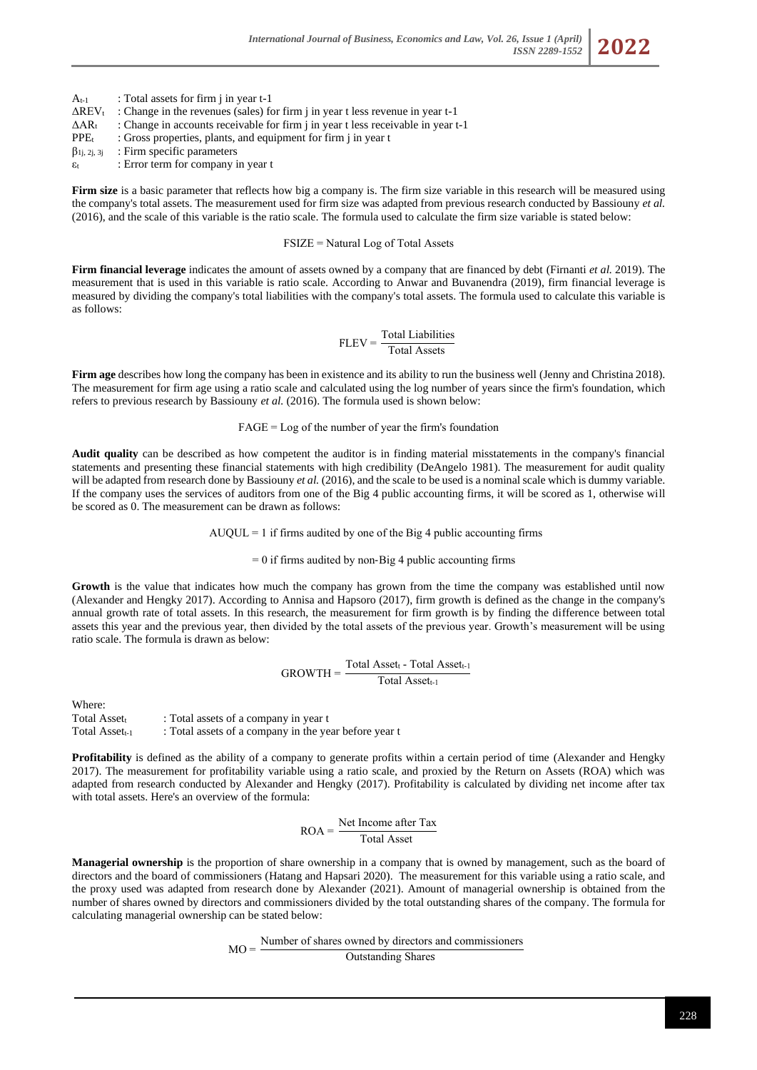$A_{t-1}$ : Total assets for firm j in year t-1

$\Delta REV_t$ : Change in the revenues (sales) for firm j in year t less revenue in year t-1

$\Delta AR_t$ : Change in accounts receivable for firm j in year t less receivable in year t-1

$PPE_t$ : Gross properties, plants, and equipment for firm j in year t

$\beta_{1j,\,2j,\,3j}$ : Firm specific parameters

$\varepsilon_t$ : Error term for company in year t

**Firm size** is a basic parameter that reflects how big a company is. The firm size variable in this research will be measured using the company's total assets. The measurement used for firm size was adapted from previous research conducted by Bassiouny *et al.* (2016), and the scale of this variable is the ratio scale. The formula used to calculate the firm size variable is stated below:

$$\text{FSIZE} = \text{Natural Log of Total Assets}$$

**Firm financial leverage** indicates the amount of assets owned by a company that are financed by debt (Firnanti *et al.* 2019). The measurement that is used in this variable is ratio scale. According to Anwar and Buvanendra (2019), firm financial leverage is measured by dividing the company's total liabilities with the company's total assets. The formula used to calculate this variable is as follows:

$$\text{FLEV} = \frac{\text{Total Liabilities}}{\text{Total Assets}}$$

**Firm age** describes how long the company has been in existence and its ability to run the business well (Jenny and Christina 2018). The measurement for firm age using a ratio scale and calculated using the log number of years since the firm's foundation, which refers to previous research by Bassiouny *et al.* (2016). The formula used is shown below:

$$\text{FAGE} = \text{Log of the number of year the firm's foundation}$$

**Audit quality** can be described as how competent the auditor is in finding material misstatements in the company's financial statements and presenting these financial statements with high credibility (DeAngelo 1981). The measurement for audit quality will be adapted from research done by Bassiouny *et al.* (2016), and the scale to be used is a nominal scale which is dummy variable. If the company uses the services of auditors from one of the Big 4 public accounting firms, it will be scored as 1, otherwise will be scored as 0. The measurement can be drawn as follows:

AUQUL = 1 if firms audited by one of the Big 4 public accounting firms

= 0 if firms audited by non-Big 4 public accounting firms

**Growth** is the value that indicates how much the company has grown from the time the company was established until now (Alexander and Hengky 2017). According to Annisa and Hapsoro (2017), firm growth is defined as the change in the company's annual growth rate of total assets. In this research, the measurement for firm growth is by finding the difference between total assets this year and the previous year, then divided by the total assets of the previous year. Growth's measurement will be using ratio scale. The formula is drawn as below:

$$\text{GROWTH} = \frac{\text{Total Asset}_t - \text{Total Asset}_{t-1}}{\text{Total Asset}_{t-1}}$$

Where:

$\text{Total Asset}_t$ : Total assets of a company in year t

$\text{Total Asset}_{t-1}$ : Total assets of a company in the year before year t

**Profitability** is defined as the ability of a company to generate profits within a certain period of time (Alexander and Hengky 2017). The measurement for profitability variable using a ratio scale, and proxied by the Return on Assets (ROA) which was adapted from research conducted by Alexander and Hengky (2017). Profitability is calculated by dividing net income after tax with total assets. Here's an overview of the formula:

$$\text{ROA} = \frac{\text{Net Income after Tax}}{\text{Total Asset}}$$

**Managerial ownership** is the proportion of share ownership in a company that is owned by management, such as the board of directors and the board of commissioners (Hatang and Hapsari 2020). The measurement for this variable using a ratio scale, and the proxy used was adapted from research done by Alexander (2021). Amount of managerial ownership is obtained from the number of shares owned by directors and commissioners divided by the total outstanding shares of the company. The formula for calculating managerial ownership can be stated below:

$$\text{MO} = \frac{\text{Number of shares owned by directors and commissioners}}{\text{Outstanding Shares}}$$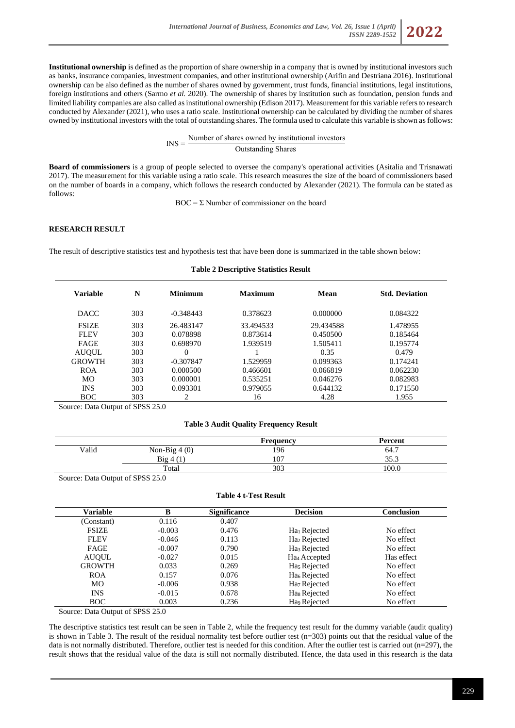**Institutional ownership** is defined as the proportion of share ownership in a company that is owned by institutional investors such as banks, insurance companies, investment companies, and other institutional ownership (Arifin and Destriana 2016). Institutional ownership can be also defined as the number of shares owned by government, trust funds, financial institutions, legal institutions, foreign institutions and others (Sarmo *et al.* 2020). The ownership of shares by institution such as foundation, pension funds and limited liability companies are also called as institutional ownership (Edison 2017). Measurement for this variable refers to research conducted by Alexander (2021), who uses a ratio scale. Institutional ownership can be calculated by dividing the number of shares owned by institutional investors with the total of outstanding shares. The formula used to calculate this variable is shown as follows:

$$\text{INS} = \frac{\text{Number of shares owned by institutional investors}}{\text{Outstanding Shares}}$$

**Board of commissioners** is a group of people selected to oversee the company's operational activities (Asitalia and Trisnawati 2017). The measurement for this variable using a ratio scale. This research measures the size of the board of commissioners based on the number of boards in a company, which follows the research conducted by Alexander (2021). The formula can be stated as follows:

$$\text{BOC} = \Sigma \text{ Number of commissioner on the board}$$

## RESEARCH RESULT

The result of descriptive statistics test and hypothesis test that have been done is summarized in the table shown below:

**Table 2 Descriptive Statistics Result**

| Variable | N | Minimum | Maximum | Mean | Std. Deviation |
|---|---|---|---|---|---|
| DACC | 303 | -0.348443 | 0.378623 | 0.000000 | 0.084322 |
| FSIZE | 303 | 26.483147 | 33.494533 | 29.434588 | 1.478955 |
| FLEV | 303 | 0.078898 | 0.873614 | 0.450500 | 0.185464 |
| FAGE | 303 | 0.698970 | 1.939519 | 1.505411 | 0.195774 |
| AUQUL | 303 | 0 | 1 | 0.35 | 0.479 |
| GROWTH | 303 | -0.307847 | 1.529959 | 0.099363 | 0.174241 |
| ROA | 303 | 0.000500 | 0.466601 | 0.066819 | 0.062230 |
| MO | 303 | 0.000001 | 0.535251 | 0.046276 | 0.082983 |
| INS | 303 | 0.093301 | 0.979055 | 0.644132 | 0.171550 |
| BOC | 303 | 2 | 16 | 4.28 | 1.955 |

Source: Data Output of SPSS 25.0

**Table 3 Audit Quality Frequency Result**

| | | Frequency | Percent |
|---|---|---|---|
| Valid | Non-Big 4 (0) | 196 | 64.7 |
| | Big 4 (1) | 107 | 35.3 |
| | Total | 303 | 100.0 |

Source: Data Output of SPSS 25.0

**Table 4 t-Test Result**

| Variable | B | Significance | Decision | Conclusion |
|---|---|---|---|---|
| (Constant) | 0.116 | 0.407 | | |
| FSIZE | -0.003 | 0.476 | $Ha_1$ Rejected | No effect |
| FLEV | -0.046 | 0.113 | $Ha_2$ Rejected | No effect |
| FAGE | -0.007 | 0.790 | $Ha_3$ Rejected | No effect |
| AUQUL | -0.027 | 0.015 | $Ha_4$ Accepted | Has effect |
| GROWTH | 0.033 | 0.269 | $Ha_5$ Rejected | No effect |
| ROA | 0.157 | 0.076 | $Ha_6$ Rejected | No effect |
| MO | -0.006 | 0.938 | $Ha_7$ Rejected | No effect |
| INS | -0.015 | 0.678 | $Ha_8$ Rejected | No effect |
| BOC | 0.003 | 0.236 | $Ha_9$ Rejected | No effect |

Source: Data Output of SPSS 25.0

The descriptive statistics test result can be seen in Table 2, while the frequency test result for the dummy variable (audit quality) is shown in Table 3. The result of the residual normality test before outlier test (n=303) points out that the residual value of the data is not normally distributed. Therefore, outlier test is needed for this condition. After the outlier test is carried out (n=297), the result shows that the residual value of the data is still not normally distributed. Hence, the data used in this research is the data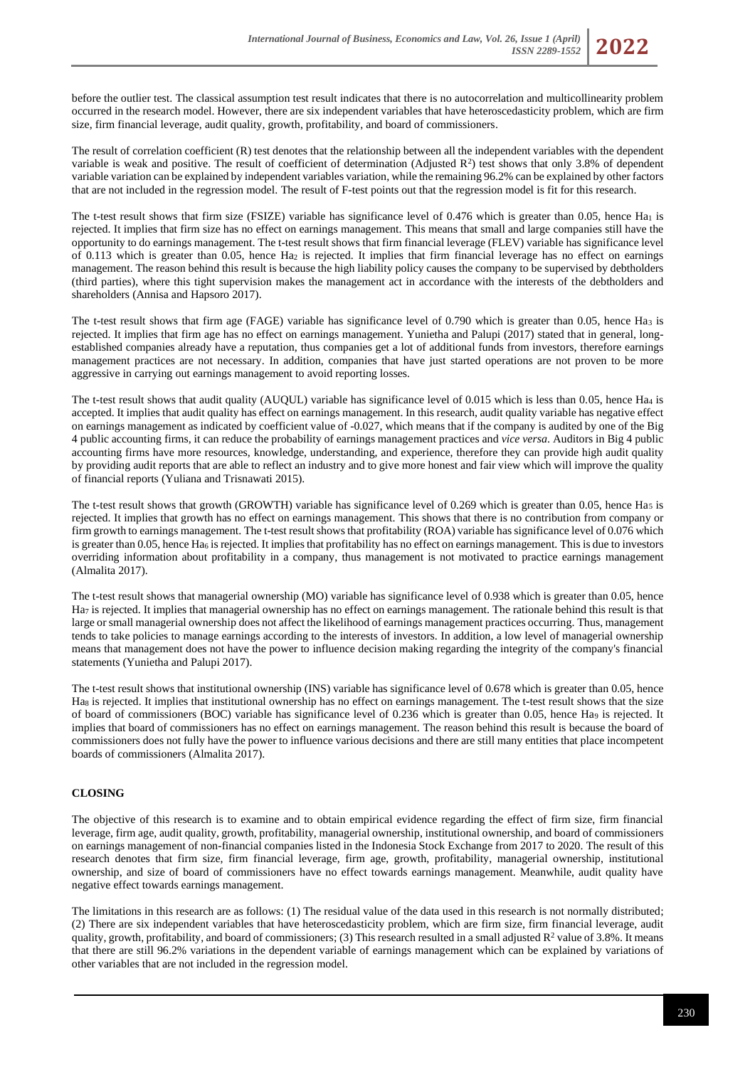before the outlier test. The classical assumption test result indicates that there is no autocorrelation and multicollinearity problem occurred in the research model. However, there are six independent variables that have heteroscedasticity problem, which are firm size, firm financial leverage, audit quality, growth, profitability, and board of commissioners.

The result of correlation coefficient (R) test denotes that the relationship between all the independent variables with the dependent variable is weak and positive. The result of coefficient of determination (Adjusted $R^2$) test shows that only 3.8% of dependent variable variation can be explained by independent variables variation, while the remaining 96.2% can be explained by other factors that are not included in the regression model. The result of F-test points out that the regression model is fit for this research.

The t-test result shows that firm size (FSIZE) variable has significance level of 0.476 which is greater than 0.05, hence $Ha_1$ is rejected. It implies that firm size has no effect on earnings management. This means that small and large companies still have the opportunity to do earnings management. The t-test result shows that firm financial leverage (FLEV) variable has significance level of 0.113 which is greater than 0.05, hence $Ha_2$ is rejected. It implies that firm financial leverage has no effect on earnings management. The reason behind this result is because the high liability policy causes the company to be supervised by debtholders (third parties), where this tight supervision makes the management act in accordance with the interests of the debtholders and shareholders (Annisa and Hapsoro 2017).

The t-test result shows that firm age (FAGE) variable has significance level of 0.790 which is greater than 0.05, hence $Ha_3$ is rejected. It implies that firm age has no effect on earnings management. Yunietha and Palupi (2017) stated that in general, long-established companies already have a reputation, thus companies get a lot of additional funds from investors, therefore earnings management practices are not necessary. In addition, companies that have just started operations are not proven to be more aggressive in carrying out earnings management to avoid reporting losses.

The t-test result shows that audit quality (AUQUL) variable has significance level of 0.015 which is less than 0.05, hence $Ha_4$ is accepted. It implies that audit quality has effect on earnings management. In this research, audit quality variable has negative effect on earnings management as indicated by coefficient value of -0.027, which means that if the company is audited by one of the Big 4 public accounting firms, it can reduce the probability of earnings management practices and *vice versa*. Auditors in Big 4 public accounting firms have more resources, knowledge, understanding, and experience, therefore they can provide high audit quality by providing audit reports that are able to reflect an industry and to give more honest and fair view which will improve the quality of financial reports (Yuliana and Trisnawati 2015).

The t-test result shows that growth (GROWTH) variable has significance level of 0.269 which is greater than 0.05, hence $Ha_5$ is rejected. It implies that growth has no effect on earnings management. This shows that there is no contribution from company or firm growth to earnings management. The t-test result shows that profitability (ROA) variable has significance level of 0.076 which is greater than 0.05, hence $Ha_6$ is rejected. It implies that profitability has no effect on earnings management. This is due to investors overriding information about profitability in a company, thus management is not motivated to practice earnings management (Almalita 2017).

The t-test result shows that managerial ownership (MO) variable has significance level of 0.938 which is greater than 0.05, hence $Ha_7$ is rejected. It implies that managerial ownership has no effect on earnings management. The rationale behind this result is that large or small managerial ownership does not affect the likelihood of earnings management practices occurring. Thus, management tends to take policies to manage earnings according to the interests of investors. In addition, a low level of managerial ownership means that management does not have the power to influence decision making regarding the integrity of the company's financial statements (Yunietha and Palupi 2017).

The t-test result shows that institutional ownership (INS) variable has significance level of 0.678 which is greater than 0.05, hence $Ha_8$ is rejected. It implies that institutional ownership has no effect on earnings management. The t-test result shows that the size of board of commissioners (BOC) variable has significance level of 0.236 which is greater than 0.05, hence $Ha_9$ is rejected. It implies that board of commissioners has no effect on earnings management. The reason behind this result is because the board of commissioners does not fully have the power to influence various decisions and there are still many entities that place incompetent boards of commissioners (Almalita 2017).

## CLOSING

The objective of this research is to examine and to obtain empirical evidence regarding the effect of firm size, firm financial leverage, firm age, audit quality, growth, profitability, managerial ownership, institutional ownership, and board of commissioners on earnings management of non-financial companies listed in the Indonesia Stock Exchange from 2017 to 2020. The result of this research denotes that firm size, firm financial leverage, firm age, growth, profitability, managerial ownership, institutional ownership, and size of board of commissioners have no effect towards earnings management. Meanwhile, audit quality have negative effect towards earnings management.

The limitations in this research are as follows: (1) The residual value of the data used in this research is not normally distributed; (2) There are six independent variables that have heteroscedasticity problem, which are firm size, firm financial leverage, audit quality, growth, profitability, and board of commissioners; (3) This research resulted in a small adjusted $R^2$ value of 3.8%. It means that there are still 96.2% variations in the dependent variable of earnings management which can be explained by variations of other variables that are not included in the regression model.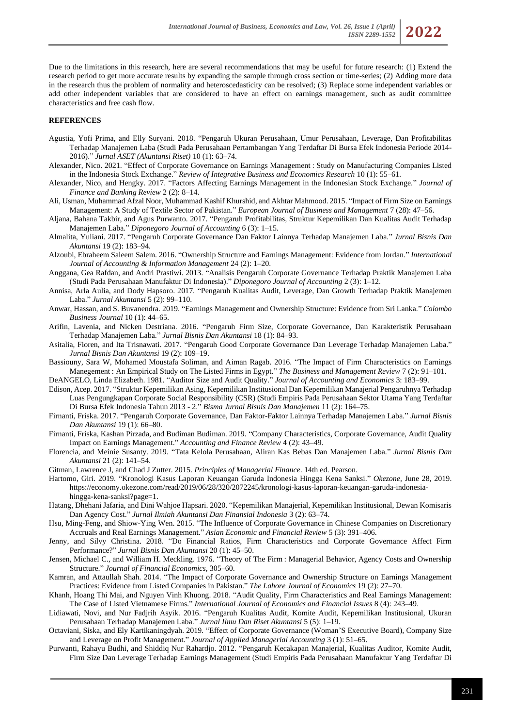Due to the limitations in this research, here are several recommendations that may be useful for future research: (1) Extend the research period to get more accurate results by expanding the sample through cross section or time-series; (2) Adding more data in the research thus the problem of normality and heteroscedasticity can be resolved; (3) Replace some independent variables or add other independent variables that are considered to have an effect on earnings management, such as audit committee characteristics and free cash flow.

**REFERENCES**

Agustia, Yofi Prima, and Elly Suryani. 2018. "Pengaruh Ukuran Perusahaan, Umur Perusahaan, Leverage, Dan Profitabilitas Terhadap Manajemen Laba (Studi Pada Perusahaan Pertambangan Yang Terdaftar Di Bursa Efek Indonesia Periode 2014-2016)." *Jurnal ASET (Akuntansi Riset)* 10 (1): 63–74.

Alexander, Nico. 2021. "Effect of Corporate Governance on Earnings Management : Study on Manufacturing Companies Listed in the Indonesia Stock Exchange." *Review of Integrative Business and Economics Research* 10 (1): 55–61.

Alexander, Nico, and Hengky. 2017. "Factors Affecting Earnings Management in the Indonesian Stock Exchange." *Journal of Finance and Banking Review* 2 (2): 8–14.

Ali, Usman, Muhammad Afzal Noor, Muhammad Kashif Khurshid, and Akhtar Mahmood. 2015. "Impact of Firm Size on Earnings Management: A Study of Textile Sector of Pakistan." *European Journal of Business and Management* 7 (28): 47–56.

Aljana, Bahana Takbir, and Agus Purwanto. 2017. "Pengaruh Profitabilitas, Struktur Kepemilikan Dan Kualitas Audit Terhadap Manajemen Laba." *Diponegoro Journal of Accounting* 6 (3): 1–15.

Almalita, Yuliani. 2017. "Pengaruh Corporate Governance Dan Faktor Lainnya Terhadap Manajemen Laba." *Jurnal Bisnis Dan Akuntansi* 19 (2): 183–94.

Alzoubi, Ebraheem Saleem Salem. 2016. "Ownership Structure and Earnings Management: Evidence from Jordan." *International Journal of Accounting & Information Management* 24 (2): 1–20.

Anggana, Gea Rafdan, and Andri Prastiwi. 2013. "Analisis Pengaruh Corporate Governance Terhadap Praktik Manajemen Laba (Studi Pada Perusahaan Manufaktur Di Indonesia)." *Diponegoro Journal of Accounting* 2 (3): 1–12.

Annisa, Arla Aulia, and Dody Hapsoro. 2017. "Pengaruh Kualitas Audit, Leverage, Dan Growth Terhadap Praktik Manajemen Laba." *Jurnal Akuntansi* 5 (2): 99–110.

Anwar, Hassan, and S. Buvanendra. 2019. "Earnings Management and Ownership Structure: Evidence from Sri Lanka." *Colombo Business Journal* 10 (1): 44–65.

Arifin, Lavenia, and Nicken Destriana. 2016. "Pengaruh Firm Size, Corporate Governance, Dan Karakteristik Perusahaan Terhadap Manajemen Laba." *Jurnal Bisnis Dan Akuntansi* 18 (1): 84–93.

Asitalia, Fioren, and Ita Trisnawati. 2017. "Pengaruh Good Corporate Governance Dan Leverage Terhadap Manajemen Laba." *Jurnal Bisnis Dan Akuntansi* 19 (2): 109–19.

Bassiouny, Sara W, Mohamed Moustafa Soliman, and Aiman Ragab. 2016. "The Impact of Firm Characteristics on Earnings Manegement : An Empirical Study on The Listed Firms in Egypt." *The Business and Management Review* 7 (2): 91–101.

DeANGELO, Linda Elizabeth. 1981. "Auditor Size and Audit Quality." *Journal of Accounting and Economics* 3: 183–99.

Edison, Acep. 2017. "Struktur Kepemilikan Asing, Kepemilikan Institusional Dan Kepemilikan Manajerial Pengaruhnya Terhadap Luas Pengungkapan Corporate Social Responsibility (CSR) (Studi Empiris Pada Perusahaan Sektor Utama Yang Terdaftar Di Bursa Efek Indonesia Tahun 2013 - 2." *Bisma Jurnal Bisnis Dan Manajemen* 11 (2): 164–75.

Firnanti, Friska. 2017. "Pengaruh Corporate Governance, Dan Faktor-Faktor Lainnya Terhadap Manajemen Laba." *Jurnal Bisnis Dan Akuntansi* 19 (1): 66–80.

Firnanti, Friska, Kashan Pirzada, and Budiman Budiman. 2019. "Company Characteristics, Corporate Governance, Audit Quality Impact on Earnings Management." *Accounting and Finance Review* 4 (2): 43–49.

Florencia, and Meinie Susanty. 2019. "Tata Kelola Perusahaan, Aliran Kas Bebas Dan Manajemen Laba." *Jurnal Bisnis Dan Akuntansi* 21 (2): 141–54.

Gitman, Lawrence J, and Chad J Zutter. 2015. *Principles of Managerial Finance*. 14th ed. Pearson.

Hartomo, Giri. 2019. "Kronologi Kasus Laporan Keuangan Garuda Indonesia Hingga Kena Sanksi." *Okezone*, June 28, 2019. https://economy.okezone.com/read/2019/06/28/320/2072245/kronologi-kasus-laporan-keuangan-garuda-indonesia-hingga-kena-sanksi?page=1.

Hatang, Dhehani Jafaria, and Dini Wahjoe Hapsari. 2020. "Kepemilikan Manajerial, Kepemilikan Institusional, Dewan Komisaris Dan Agency Cost." *Jurnal Ilmiah Akuntansi Dan Finansial Indonesia* 3 (2): 63–74.

Hsu, Ming-Feng, and Shiow-Ying Wen. 2015. "The Influence of Corporate Governance in Chinese Companies on Discretionary Accruals and Real Earnings Management." *Asian Economic and Financial Review* 5 (3): 391–406.

Jenny, and Silvy Christina. 2018. "Do Financial Ratios, Firm Characteristics and Corporate Governance Affect Firm Performance?" *Jurnal Bisnis Dan Akuntansi* 20 (1): 45–50.

Jensen, Michael C., and William H. Meckling. 1976. "Theory of The Firm : Managerial Behavior, Agency Costs and Ownership Structure." *Journal of Financial Economics*, 305–60.

Kamran, and Attaullah Shah. 2014. "The Impact of Corporate Governance and Ownership Structure on Earnings Management Practices: Evidence from Listed Companies in Pakistan." *The Lahore Journal of Economics* 19 (2): 27–70.

Khanh, Hoang Thi Mai, and Nguyen Vinh Khuong. 2018. "Audit Quality, Firm Characteristics and Real Earnings Management: The Case of Listed Vietnamese Firms." *International Journal of Economics and Financial Issues* 8 (4): 243–49.

Lidiawati, Novi, and Nur Fadjrih Asyik. 2016. "Pengaruh Kualitas Audit, Komite Audit, Kepemilikan Institusional, Ukuran Perusahaan Terhadap Manajemen Laba." *Jurnal Ilmu Dan Riset Akuntansi* 5 (5): 1–19.

Octaviani, Siska, and Ely Kartikaningdyah. 2019. "Effect of Corporate Governance (Woman'S Executive Board), Company Size and Leverage on Profit Management." *Journal of Applied Managerial Accounting* 3 (1): 51–65.

Purwanti, Rahayu Budhi, and Shiddiq Nur Rahardjo. 2012. "Pengaruh Kecakapan Manajerial, Kualitas Auditor, Komite Audit, Firm Size Dan Leverage Terhadap Earnings Management (Studi Empiris Pada Perusahaan Manufaktur Yang Terdaftar Di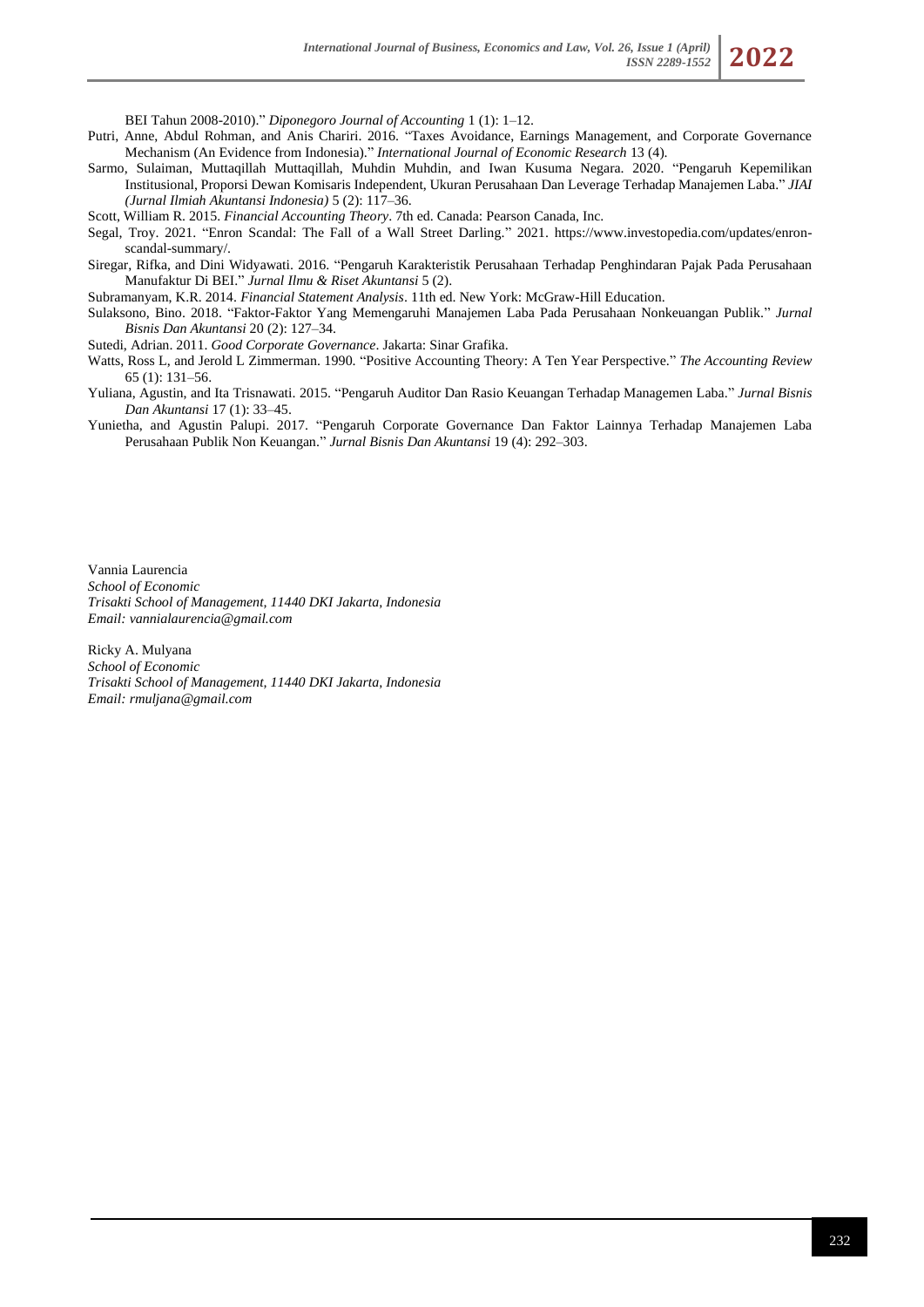BEI Tahun 2008-2010)." *Diponegoro Journal of Accounting* 1 (1): 1–12.

Putri, Anne, Abdul Rohman, and Anis Chariri. 2016. "Taxes Avoidance, Earnings Management, and Corporate Governance Mechanism (An Evidence from Indonesia)." *International Journal of Economic Research* 13 (4).

Sarmo, Sulaiman, Muttaqillah Muttaqillah, Muhdin Muhdin, and Iwan Kusuma Negara. 2020. "Pengaruh Kepemilikan Institusional, Proporsi Dewan Komisaris Independent, Ukuran Perusahaan Dan Leverage Terhadap Manajemen Laba." *JIAI (Jurnal Ilmiah Akuntansi Indonesia)* 5 (2): 117–36.

Scott, William R. 2015. *Financial Accounting Theory*. 7th ed. Canada: Pearson Canada, Inc.

Segal, Troy. 2021. "Enron Scandal: The Fall of a Wall Street Darling." 2021. https://www.investopedia.com/updates/enron-scandal-summary/.

Siregar, Rifka, and Dini Widyawati. 2016. "Pengaruh Karakteristik Perusahaan Terhadap Penghindaran Pajak Pada Perusahaan Manufaktur Di BEI." *Jurnal Ilmu & Riset Akuntansi* 5 (2).

Subramanyam, K.R. 2014. *Financial Statement Analysis*. 11th ed. New York: McGraw-Hill Education.

Sulaksono, Bino. 2018. "Faktor-Faktor Yang Memengaruhi Manajemen Laba Pada Perusahaan Nonkeuangan Publik." *Jurnal Bisnis Dan Akuntansi* 20 (2): 127–34.

Sutedi, Adrian. 2011. *Good Corporate Governance*. Jakarta: Sinar Grafika.

Watts, Ross L, and Jerold L Zimmerman. 1990. "Positive Accounting Theory: A Ten Year Perspective." *The Accounting Review* 65 (1): 131–56.

Yuliana, Agustin, and Ita Trisnawati. 2015. "Pengaruh Auditor Dan Rasio Keuangan Terhadap Managemen Laba." *Jurnal Bisnis Dan Akuntansi* 17 (1): 33–45.

Yunietha, and Agustin Palupi. 2017. "Pengaruh Corporate Governance Dan Faktor Lainnya Terhadap Manajemen Laba Perusahaan Publik Non Keuangan." *Jurnal Bisnis Dan Akuntansi* 19 (4): 292–303.

Vannia Laurencia
*School of Economic*
*Trisakti School of Management, 11440 DKI Jakarta, Indonesia*
*Email: vannialaurencia@gmail.com*

Ricky A. Mulyana
*School of Economic*
*Trisakti School of Management, 11440 DKI Jakarta, Indonesia*
*Email: rmuljana@gmail.com*